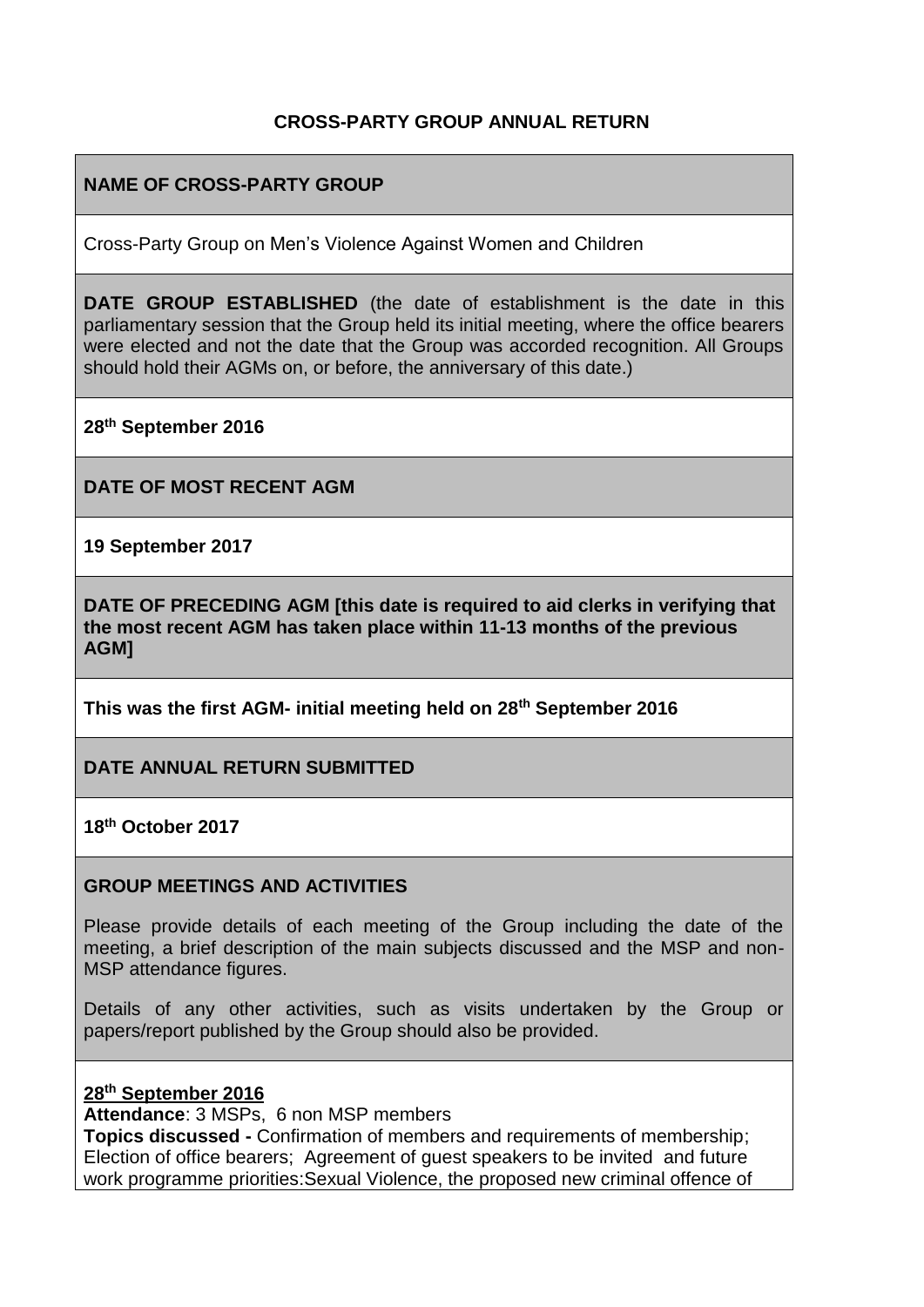# CROSS-PARTY GROUP ANNUAL RETURN

**NAME OF CROSS-PARTY GROUP**

Cross-Party Group on Men's Violence Against Women and Children

**DATE GROUP ESTABLISHED** (the date of establishment is the date in this parliamentary session that the Group held its initial meeting, where the office bearers were elected and not the date that the Group was accorded recognition. All Groups should hold their AGMs on, or before, the anniversary of this date.)

**28th September 2016**

**DATE OF MOST RECENT AGM**

**19 September 2017**

**DATE OF PRECEDING AGM [this date is required to aid clerks in verifying that the most recent AGM has taken place within 11-13 months of the previous AGM]**

**This was the first AGM- initial meeting held on 28th September 2016**

**DATE ANNUAL RETURN SUBMITTED**

**18th October 2017**

**GROUP MEETINGS AND ACTIVITIES**

Please provide details of each meeting of the Group including the date of the meeting, a brief description of the main subjects discussed and the MSP and non-MSP attendance figures.

Details of any other activities, such as visits undertaken by the Group or papers/report published by the Group should also be provided.

**28th September 2016**

**Attendance**: 3 MSPs, 6 non MSP members

**Topics discussed -** Confirmation of members and requirements of membership; Election of office bearers; Agreement of guest speakers to be invited and future work programme priorities:Sexual Violence, the proposed new criminal offence of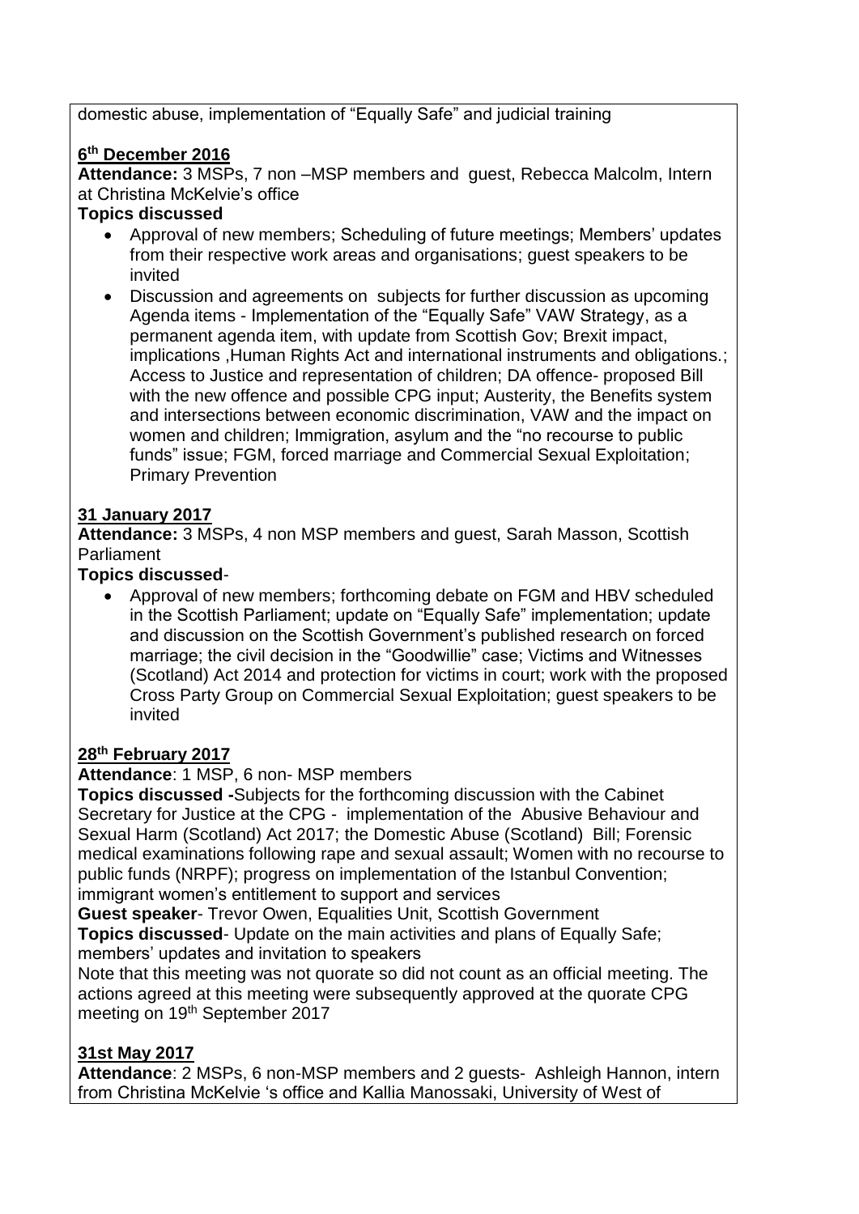domestic abuse, implementation of "Equally Safe" and judicial training

**6th December 2016**

**Attendance:** 3 MSPs, 7 non –MSP members and guest, Rebecca Malcolm, Intern at Christina McKelvie's office

**Topics discussed**

- Approval of new members; Scheduling of future meetings; Members' updates from their respective work areas and organisations; guest speakers to be invited
- Discussion and agreements on subjects for further discussion as upcoming Agenda items - Implementation of the "Equally Safe" VAW Strategy, as a permanent agenda item, with update from Scottish Gov; Brexit impact, implications ,Human Rights Act and international instruments and obligations.; Access to Justice and representation of children; DA offence- proposed Bill with the new offence and possible CPG input; Austerity, the Benefits system and intersections between economic discrimination, VAW and the impact on women and children; Immigration, asylum and the "no recourse to public funds" issue; FGM, forced marriage and Commercial Sexual Exploitation; Primary Prevention

**31 January 2017**

**Attendance:** 3 MSPs, 4 non MSP members and guest, Sarah Masson, Scottish Parliament

**Topics discussed**-

- Approval of new members; forthcoming debate on FGM and HBV scheduled in the Scottish Parliament; update on "Equally Safe" implementation; update and discussion on the Scottish Government's published research on forced marriage; the civil decision in the "Goodwillie" case; Victims and Witnesses (Scotland) Act 2014 and protection for victims in court; work with the proposed Cross Party Group on Commercial Sexual Exploitation; guest speakers to be invited

**28th February 2017**

**Attendance**: 1 MSP, 6 non- MSP members

**Topics discussed -**Subjects for the forthcoming discussion with the Cabinet Secretary for Justice at the CPG - implementation of the Abusive Behaviour and Sexual Harm (Scotland) Act 2017; the Domestic Abuse (Scotland) Bill; Forensic medical examinations following rape and sexual assault; Women with no recourse to public funds (NRPF); progress on implementation of the Istanbul Convention; immigrant women's entitlement to support and services

**Guest speaker**- Trevor Owen, Equalities Unit, Scottish Government

**Topics discussed**- Update on the main activities and plans of Equally Safe; members' updates and invitation to speakers

Note that this meeting was not quorate so did not count as an official meeting. The actions agreed at this meeting were subsequently approved at the quorate CPG meeting on 19th September 2017

**31st May 2017**

**Attendance**: 2 MSPs, 6 non-MSP members and 2 guests- Ashleigh Hannon, intern from Christina McKelvie 's office and Kallia Manossaki, University of West of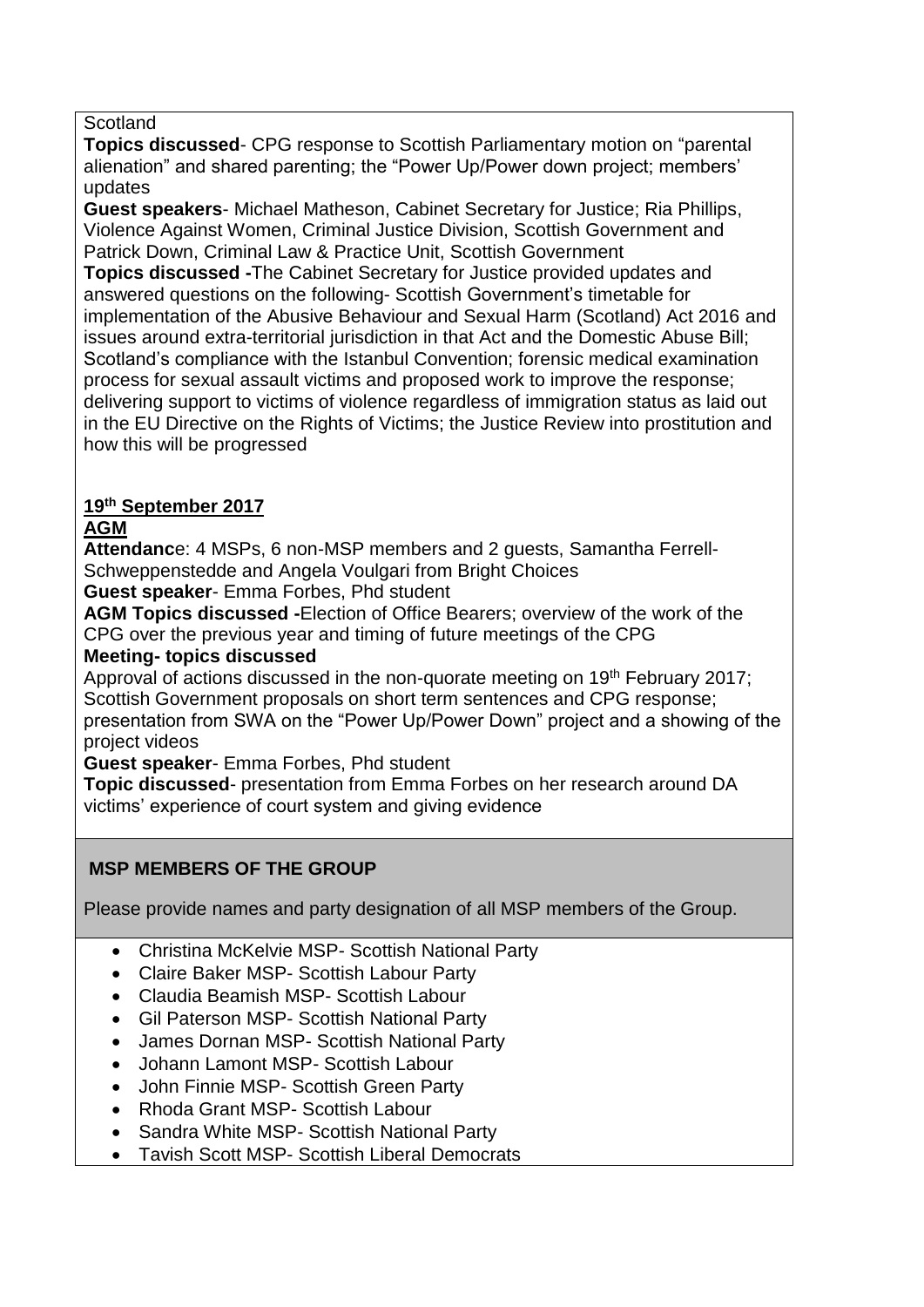Scotland

**Topics discussed**- CPG response to Scottish Parliamentary motion on "parental alienation" and shared parenting; the "Power Up/Power down project; members' updates

**Guest speakers**- Michael Matheson, Cabinet Secretary for Justice; Ria Phillips, Violence Against Women, Criminal Justice Division, Scottish Government and Patrick Down, Criminal Law & Practice Unit, Scottish Government

**Topics discussed -**The Cabinet Secretary for Justice provided updates and answered questions on the following- Scottish Government's timetable for implementation of the Abusive Behaviour and Sexual Harm (Scotland) Act 2016 and issues around extra-territorial jurisdiction in that Act and the Domestic Abuse Bill; Scotland's compliance with the Istanbul Convention; forensic medical examination process for sexual assault victims and proposed work to improve the response; delivering support to victims of violence regardless of immigration status as laid out in the EU Directive on the Rights of Victims; the Justice Review into prostitution and how this will be progressed

**19th September 2017**

**AGM**

**Attendanc**e: 4 MSPs, 6 non-MSP members and 2 guests, Samantha Ferrell-Schweppenstedde and Angela Voulgari from Bright Choices

**Guest speaker**- Emma Forbes, Phd student

**AGM Topics discussed -**Election of Office Bearers; overview of the work of the CPG over the previous year and timing of future meetings of the CPG

**Meeting- topics discussed**

Approval of actions discussed in the non-quorate meeting on 19th February 2017; Scottish Government proposals on short term sentences and CPG response; presentation from SWA on the "Power Up/Power Down" project and a showing of the project videos

**Guest speaker**- Emma Forbes, Phd student

**Topic discussed**- presentation from Emma Forbes on her research around DA victims' experience of court system and giving evidence

## MSP MEMBERS OF THE GROUP

Please provide names and party designation of all MSP members of the Group.

- Christina McKelvie MSP- Scottish National Party
- Claire Baker MSP- Scottish Labour Party
- Claudia Beamish MSP- Scottish Labour
- Gil Paterson MSP- Scottish National Party
- James Dornan MSP- Scottish National Party
- Johann Lamont MSP- Scottish Labour
- John Finnie MSP- Scottish Green Party
- Rhoda Grant MSP- Scottish Labour
- Sandra White MSP- Scottish National Party
- Tavish Scott MSP- Scottish Liberal Democrats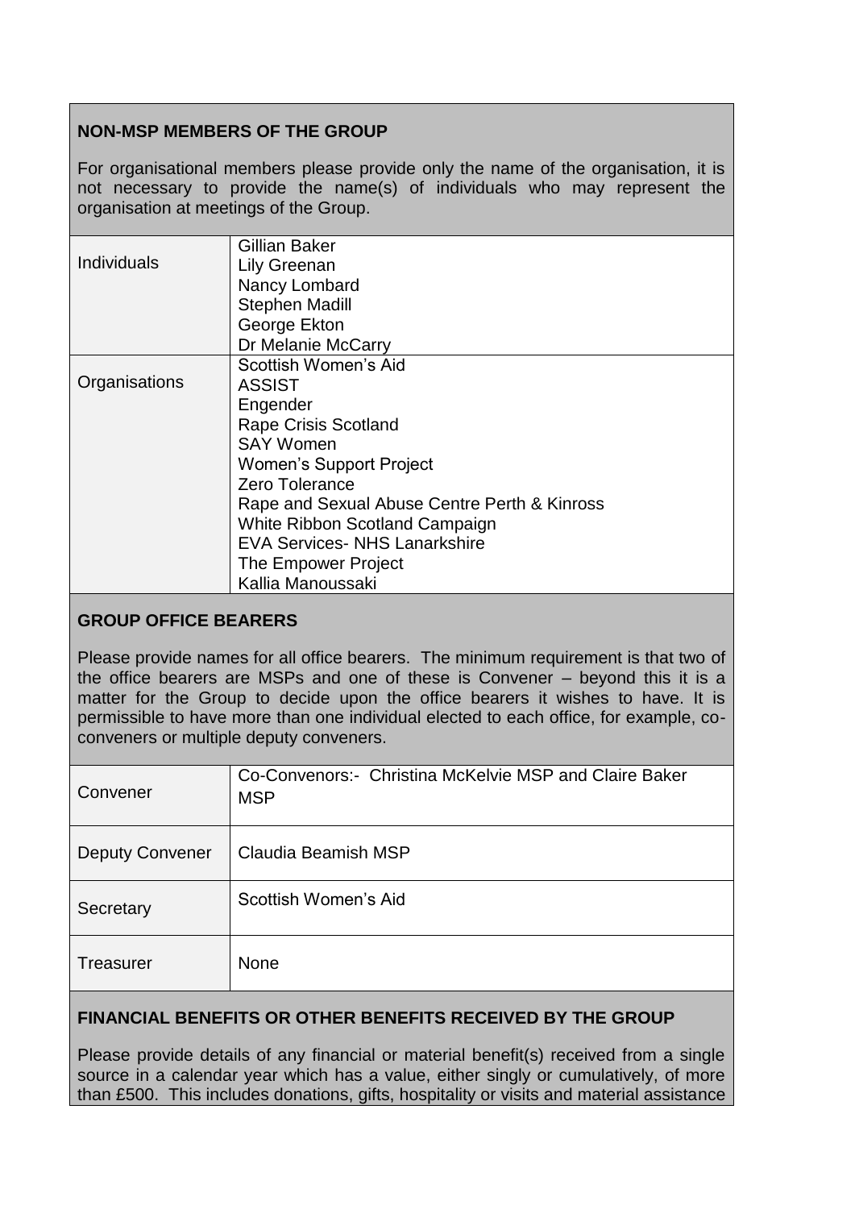**NON-MSP MEMBERS OF THE GROUP**

For organisational members please provide only the name of the organisation, it is not necessary to provide the name(s) of individuals who may represent the organisation at meetings of the Group.

| | |
|---|---|
| Individuals | Gillian Baker<br>Lily Greenan<br>Nancy Lombard<br>Stephen Madill<br>George Ekton<br>Dr Melanie McCarry |
| Organisations | Scottish Women's Aid<br>ASSIST<br>Engender<br>Rape Crisis Scotland<br>SAY Women<br>Women's Support Project<br>Zero Tolerance<br>Rape and Sexual Abuse Centre Perth & Kinross<br>White Ribbon Scotland Campaign<br>EVA Services- NHS Lanarkshire<br>The Empower Project<br>Kallia Manoussaki |

**GROUP OFFICE BEARERS**

Please provide names for all office bearers. The minimum requirement is that two of the office bearers are MSPs and one of these is Convener – beyond this it is a matter for the Group to decide upon the office bearers it wishes to have. It is permissible to have more than one individual elected to each office, for example, co-conveners or multiple deputy conveners.

| | |
|---|---|
| Convener | Co-Convenors:- Christina McKelvie MSP and Claire Baker MSP |
| Deputy Convener | Claudia Beamish MSP |
| Secretary | Scottish Women's Aid |
| Treasurer | None |

**FINANCIAL BENEFITS OR OTHER BENEFITS RECEIVED BY THE GROUP**

Please provide details of any financial or material benefit(s) received from a single source in a calendar year which has a value, either singly or cumulatively, of more than £500. This includes donations, gifts, hospitality or visits and material assistance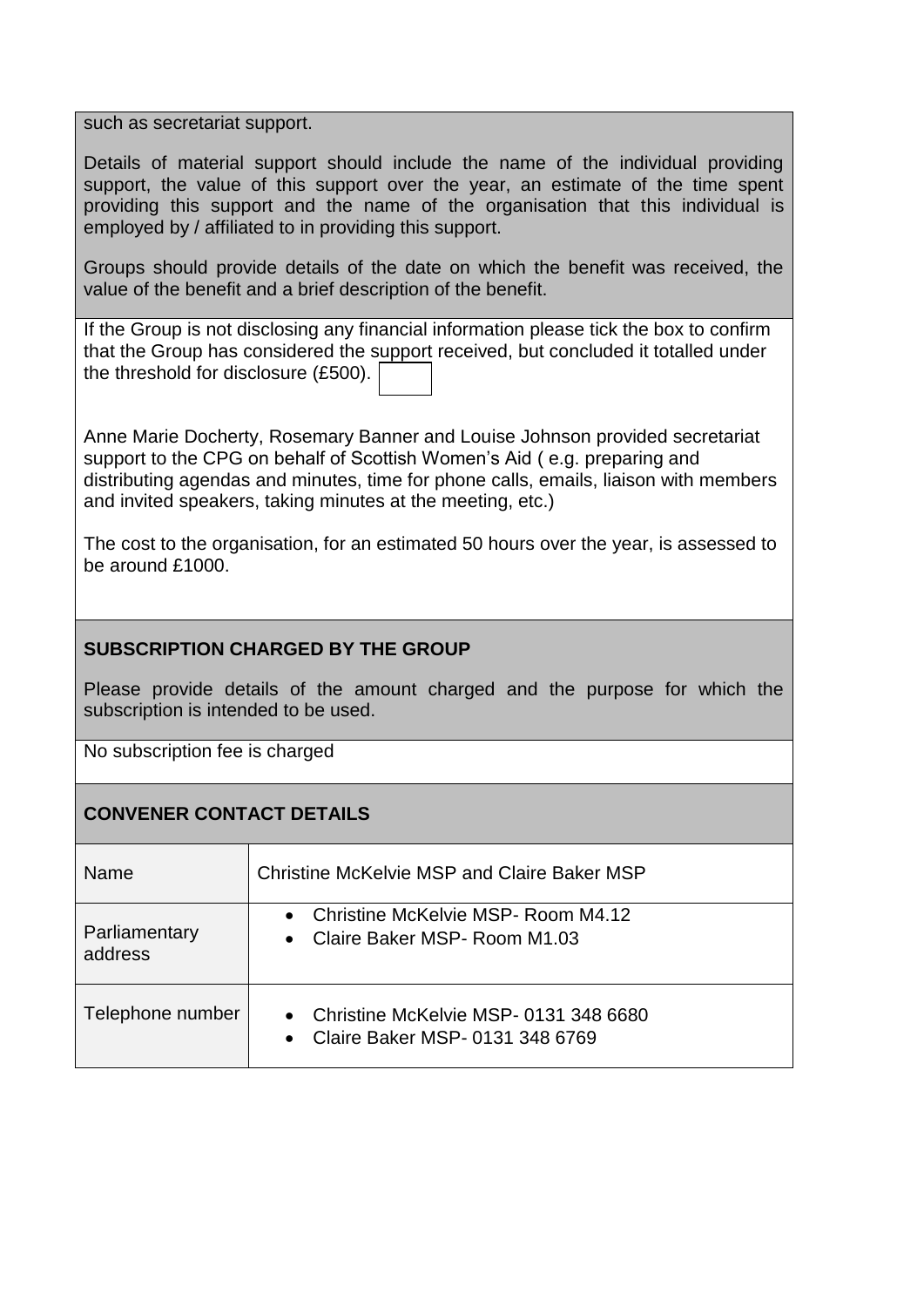such as secretariat support.

Details of material support should include the name of the individual providing support, the value of this support over the year, an estimate of the time spent providing this support and the name of the organisation that this individual is employed by / affiliated to in providing this support.

Groups should provide details of the date on which the benefit was received, the value of the benefit and a brief description of the benefit.

If the Group is not disclosing any financial information please tick the box to confirm that the Group has considered the support received, but concluded it totalled under the threshold for disclosure (£500). ☐

Anne Marie Docherty, Rosemary Banner and Louise Johnson provided secretariat support to the CPG on behalf of Scottish Women's Aid ( e.g. preparing and distributing agendas and minutes, time for phone calls, emails, liaison with members and invited speakers, taking minutes at the meeting, etc.)

The cost to the organisation, for an estimated 50 hours over the year, is assessed to be around £1000.

**SUBSCRIPTION CHARGED BY THE GROUP**

Please provide details of the amount charged and the purpose for which the subscription is intended to be used.

No subscription fee is charged

**CONVENER CONTACT DETAILS**

| | |
|---|---|
| Name | Christine McKelvie MSP and Claire Baker MSP |
| Parliamentary address | • Christine McKelvie MSP- Room M4.12<br>• Claire Baker MSP- Room M1.03 |
| Telephone number | • Christine McKelvie MSP- 0131 348 6680<br>• Claire Baker MSP- 0131 348 6769 |